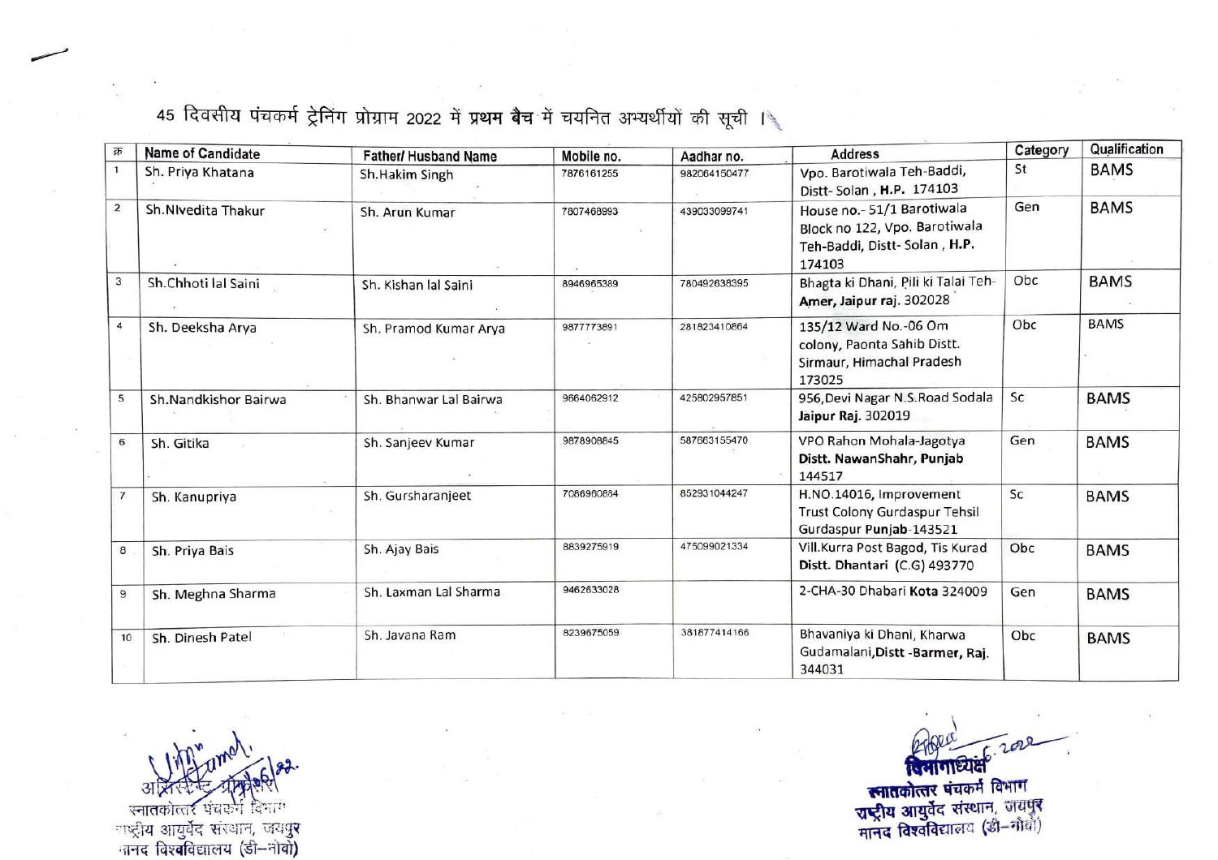45 दिवसीय पंचकर्म ट्रेनिंग प्रोग्राम 2022 में **प्रथम बैच** में चयनित अभ्यर्थीयों की सूची ।

| क्र | Name of Candidate | Father/ Husband Name | Mobile no. | Aadhar no. | Address | Category | Qualification |
|---|---|---|---|---|---|---|---|
| 1 | Sh. Priya Khatana | Sh.Hakim Singh | 7876161255 | 982064150477 | Vpo. Barotiwala Teh-Baddi, Distt- Solan , **H.P.** 174103 | St | BAMS |
| 2 | Sh.NIvedita Thakur | Sh. Arun Kumar | 7807468993 | 439033099741 | House no.- 51/1 Barotiwala Block no 122, Vpo. Barotiwala Teh-Baddi, Distt- Solan , **H.P.** 174103 | Gen | BAMS |
| 3 | Sh.Chhoti lal Saini | Sh. Kishan lal Saini | 8946965389 | 780492638395 | Bhagta ki Dhani, Pili ki Talai Teh-**Amer, Jaipur raj**. 302028 | Obc | BAMS |
| 4 | Sh. Deeksha Arya | Sh. Pramod Kumar Arya | 9877773891 | 281823410864 | 135/12 Ward No.-06 Om colony, Paonta Sahib Distt. Sirmaur, Himachal Pradesh 173025 | Obc | BAMS |
| 5 | Sh.Nandkishor Bairwa | Sh. Bhanwar Lal Bairwa | 9664062912 | 425802957851 | 956,Devi Nagar N.S.Road Sodala **Jaipur Raj**. 302019 | Sc | BAMS |
| 6 | Sh. Gitika | Sh. Sanjeev Kumar | 9878908845 | 587663155470 | VPO Rahon Mohala-Jagotya **Distt. NawanShahr, Punjab** 144517 | Gen | BAMS |
| 7 | Sh. Kanupriya | Sh. Gursharanjeet | 7086960884 | 852931044247 | H.NO.14016, Improvement Trust Colony Gurdaspur Tehsil Gurdaspur **Punjab**-143521 | Sc | BAMS |
| 8 | Sh. Priya Bais | Sh. Ajay Bais | 8839275919 | 475099021334 | Vill.Kurra Post Bagod, Tis Kurad **Distt. Dhantari** (C.G) 493770 | Obc | BAMS |
| 9 | Sh. Meghna Sharma | Sh. Laxman Lal Sharma | 9462633028 | | 2-CHA-30 Dhabari **Kota** 324009 | Gen | BAMS |
| 10 | Sh. Dinesh Patel | Sh. Javana Ram | 8239675059 | 381877414166 | Bhavaniya ki Dhani, Kharwa Gudamalani,**Distt -Barmer, Raj**. 344031 | Obc | BAMS |

अधिष्ठाता प्रोफेसर
स्नातकोत्तर पंचकर्म विभाग
राष्ट्रीय आयुर्वेद संस्थान, जयपुर
मानद विश्वविद्यालय (डी–नोवो)

विभागाध्यक्ष
स्नातकोत्तर पंचकर्म विभाग
राष्ट्रीय आयुर्वेद संस्थान, जयपुर
मानद विश्वविद्यालय (डी–नोवो)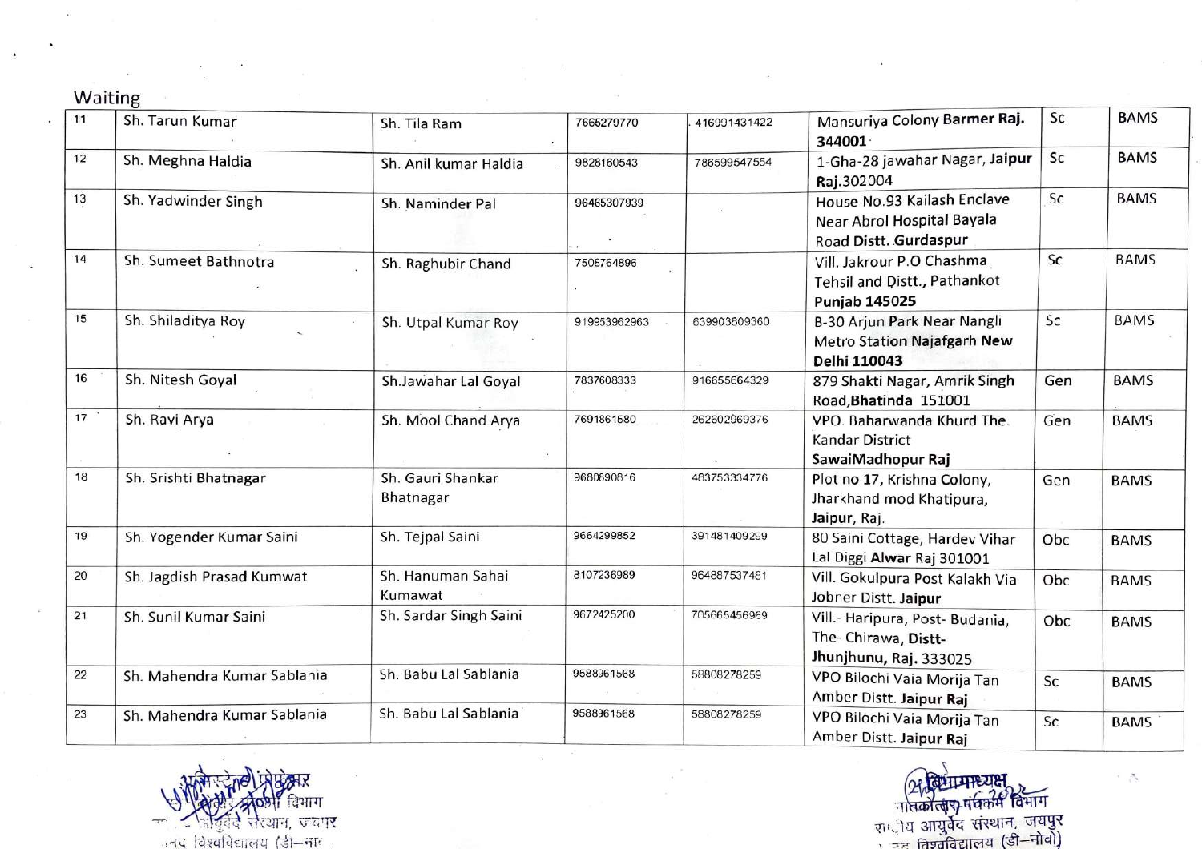Waiting

| | | | | | | | |
|---|---|---|---|---|---|---|---|
| 11 | Sh. Tarun Kumar | Sh. Tila Ram | 7665279770 | 416991431422 | Mansuriya Colony **Barmer Raj. 344001** | Sc | BAMS |
| 12 | Sh. Meghna Haldia | Sh. Anil kumar Haldia | 9828160543 | 786599547554 | 1-Gha-28 jawahar Nagar, **Jaipur** Raj.302004 | Sc | BAMS |
| 13 | Sh. Yadwinder Singh | Sh. Naminder Pal | 96465307939 | | House No.93 Kailash Enclave Near Abrol Hospital Bayala Road **Distt. Gurdaspur** | Sc | BAMS |
| 14 | Sh. Sumeet Bathnotra | Sh. Raghubir Chand | 7508764896 | | Vill. Jakrour P.O Chashma Tehsil and Distt., Pathankot **Punjab 145025** | Sc | BAMS |
| 15 | Sh. Shiladitya Roy | Sh. Utpal Kumar Roy | 919953962963 | 639903809360 | B-30 Arjun Park Near Nangli Metro Station Najafgarh **New Delhi 110043** | Sc | BAMS |
| 16 | Sh. Nitesh Goyal | Sh.Jawahar Lal Goyal | 7837608333 | 916655664329 | 879 Shakti Nagar, Amrik Singh Road,**Bhatinda** 151001 | Gen | BAMS |
| 17 | Sh. Ravi Arya | Sh. Mool Chand Arya | 7691861580 | 262602969376 | VPO. Baharwanda Khurd The. Kandar District **SawaiMadhopur Raj** | Gen | BAMS |
| 18 | Sh. Srishti Bhatnagar | Sh. Gauri Shankar Bhatnagar | 9680890816 | 483753334776 | Plot no 17, Krishna Colony, Jharkhand mod Khatipura, **Jaipur**, Raj. | Gen | BAMS |
| 19 | Sh. Yogender Kumar Saini | Sh. Tejpal Saini | 9664299852 | 391481409299 | 80 Saini Cottage, Hardev Vihar Lal Diggi **Alwar** Raj 301001 | Obc | BAMS |
| 20 | Sh. Jagdish Prasad Kumwat | Sh. Hanuman Sahai Kumawat | 8107236989 | 964887537481 | Vill. Gokulpura Post Kalakh Via Jobner Distt. **Jaipur** | Obc | BAMS |
| 21 | Sh. Sunil Kumar Saini | Sh. Sardar Singh Saini | 9672425200 | 705665456969 | Vill.- Haripura, Post- Budania, The- Chirawa, **Distt- Jhunjhunu, Raj.** 333025 | Obc | BAMS |
| 22 | Sh. Mahendra Kumar Sablania | Sh. Babu Lal Sablania | 9588961568 | 58808278259 | VPO Bilochi Vaia Morija Tan Amber Distt. **Jaipur Raj** | Sc | BAMS |
| 23 | Sh. Mahendra Kumar Sablania | Sh. Babu Lal Sablania | 9588961568 | 58808278259 | VPO Bilochi Vaia Morija Tan Amber Distt. **Jaipur Raj** | Sc | BAMS |

एसोसिएट प्रोफेसर
पंचकर्म विभाग
राष्ट्रीय आयुर्वेद संस्थान, जयपुर
मानद विश्वविद्यालय (डी–नोवो)

विभागाध्यक्ष
पंचकर्म विभाग
राष्ट्रीय आयुर्वेद संस्थान, जयपुर
मानद विश्वविद्यालय (डी–नोवो)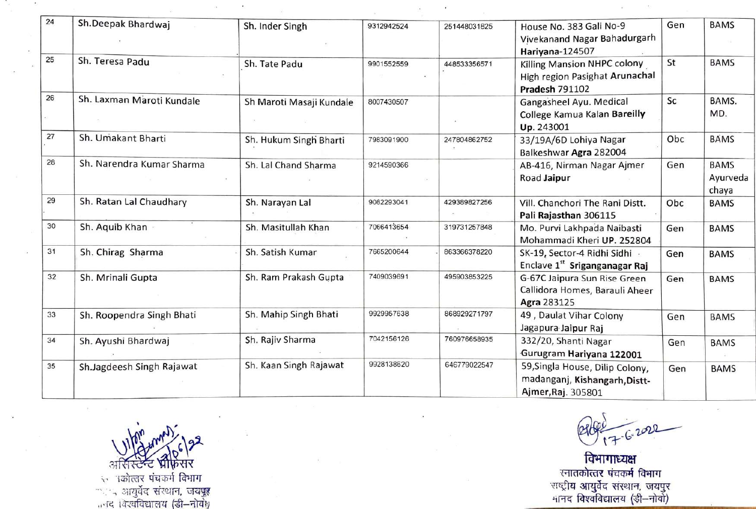| | | | | | | | |
|---|---|---|---|---|---|---|---|
| 24 | Sh.Deepak Bhardwaj | Sh. Inder Singh | 9312942524 | 251448031825 | House No. 383 Gali No-9 Vivekanand Nagar Bahadurgarh **Hariyana**-124507 | Gen | BAMS |
| 25 | Sh. Teresa Padu | Sh. Tate Padu | 9901552559 | 448533356571 | Killing Mansion NHPC colony High region Pasighat **Arunachal Pradesh** 791102 | St | BAMS |
| 26 | Sh. Laxman Maroti Kundale | Sh Maroti Masaji Kundale | 8007430507 | | Gangasheel Ayu. Medical College Kamua Kalan **Bareilly Up.** 243001 | Sc | BAMS. MD. |
| 27 | Sh. Umakant Bharti | Sh. Hukum Singh Bharti | 7983091900 | 247804862752 | 33/19A/6D Lohiya Nagar Balkeshwar **Agra** 282004 | Obc | BAMS |
| 28 | Sh. Narendra Kumar Sharma | Sh. Lal Chand Sharma | 9214590366 | | AB-416, Nirman Nagar Ajmer Road **Jaipur** | Gen | BAMS Ayurveda chaya |
| 29 | Sh. Ratan Lal Chaudhary | Sh. Narayan Lal | 9082293041 | 429389827256 | Vill. Chanchori The Rani Distt. **Pali Rajasthan** 306115 | Obc | BAMS |
| 30 | Sh. Aquib Khan | Sh. Masitullah Khan | 7066413654 | 319731257848 | Mo. Purvi Lakhpada Naibasti Mohammadi Kheri **UP.** 252804 | Gen | BAMS |
| 31 | Sh. Chirag Sharma | Sh. Satish Kumar | 7665200644 | 863366378220 | SK-19, Sector-4 Ridhi Sidhi Enclave 1st **Sriganganagar Raj** | Gen | BAMS |
| 32 | Sh. Mrinali Gupta | Sh. Ram Prakash Gupta | 7409039691 | 495903853225 | G-67C Jaipura Sun Rise Green Callidora Homes, Barauli Aheer **Agra** 283125 | Gen | BAMS |
| 33 | Sh. Roopendra Singh Bhati | Sh. Mahip Singh Bhati | 9929957638 | 868929271797 | 49, Daulat Vihar Colony Jagapura **Jaipur Raj** | Gen | BAMS |
| 34 | Sh. Ayushi Bhardwaj | Sh. Rajiv Sharma | 7042156126 | 760976658935 | 332/20, Shanti Nagar **Gurugram Hariyana 122001** | Gen | BAMS |
| 35 | Sh.Jagdeesh Singh Rajawat | Sh. Kaan Singh Rajawat | 9928138620 | 646779022547 | 59,Singla House, Dilip Colony, madanganj, **Kishangarh,Distt-**Ajmer,**Raj.** 305801 | Gen | BAMS |

(Signature) 20/06/22
असिस्टेन्ट प्रोफेसर
स्नातकोत्तर पंचकर्म विभाग
राष्ट्रीय आयुर्वेद संस्थान, जयपुर
मानद विश्वविद्यालय (डी–नोवो)

(Signature) 17-6-2022
**विभागाध्यक्ष**
स्नातकोत्तर पंचकर्म विभाग
राष्ट्रीय आयुर्वेद संस्थान, जयपुर
मानद विश्वविद्यालय (डी–नोवो)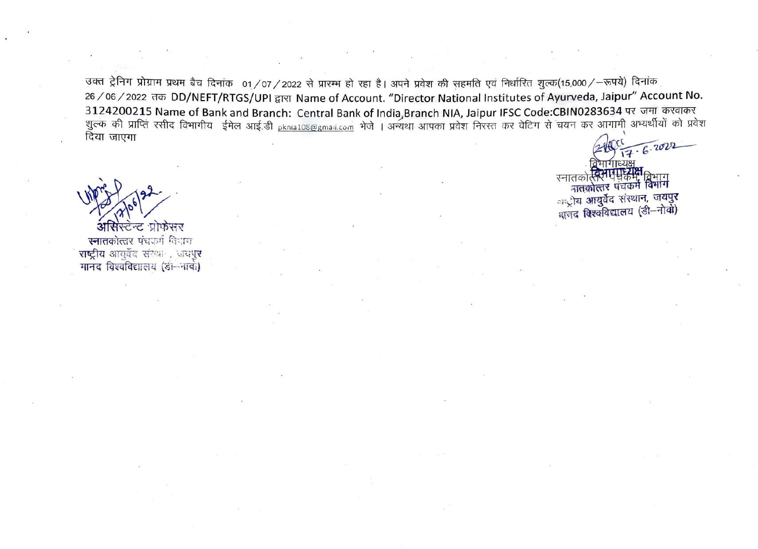उक्त ट्रेनिग प्रोग्राम प्रथम बैच दिनांक 01/07/2022 से प्रारम्भ हो रहा है। अपने प्रवेश की सहमति एवं निर्धारित शुल्क(15,000/–रूपये) दिनांक 26/06/2022 तक DD/NEFT/RTGS/UPI द्वारा Name of Account. "Director National Institutes of Ayurveda, Jaipur" Account No. 3124200215 Name of Bank and Branch: Central Bank of India,Branch NIA, Jaipur IFSC Code:CBIN0283634 पर जमा करवाकर शुल्क की प्राप्ति रसीद विभागीय ईमेल आई.डी pknia108@gmail.com भेजे । अन्यथा आपका प्रवेश निरस्त कर वेटिंग से चयन कर आगामी अभ्यर्थीयों को प्रवेश दिया जाएगा

17/06/22

असिस्टेन्ट प्रोफेसर
स्नातकोत्तर पंचकर्म विभाग
राष्ट्रीय आयुर्वेद संस्थान, जयपुर
मानद विश्वविद्यालय (डी–नोवो)

17.6.2022

विभागाध्यक्ष
स्नातकोत्तर पंचकर्म विभाग
राष्ट्रीय आयुर्वेद संस्थान, जयपुर
मानद विश्वविद्यालय (डी–नोवो)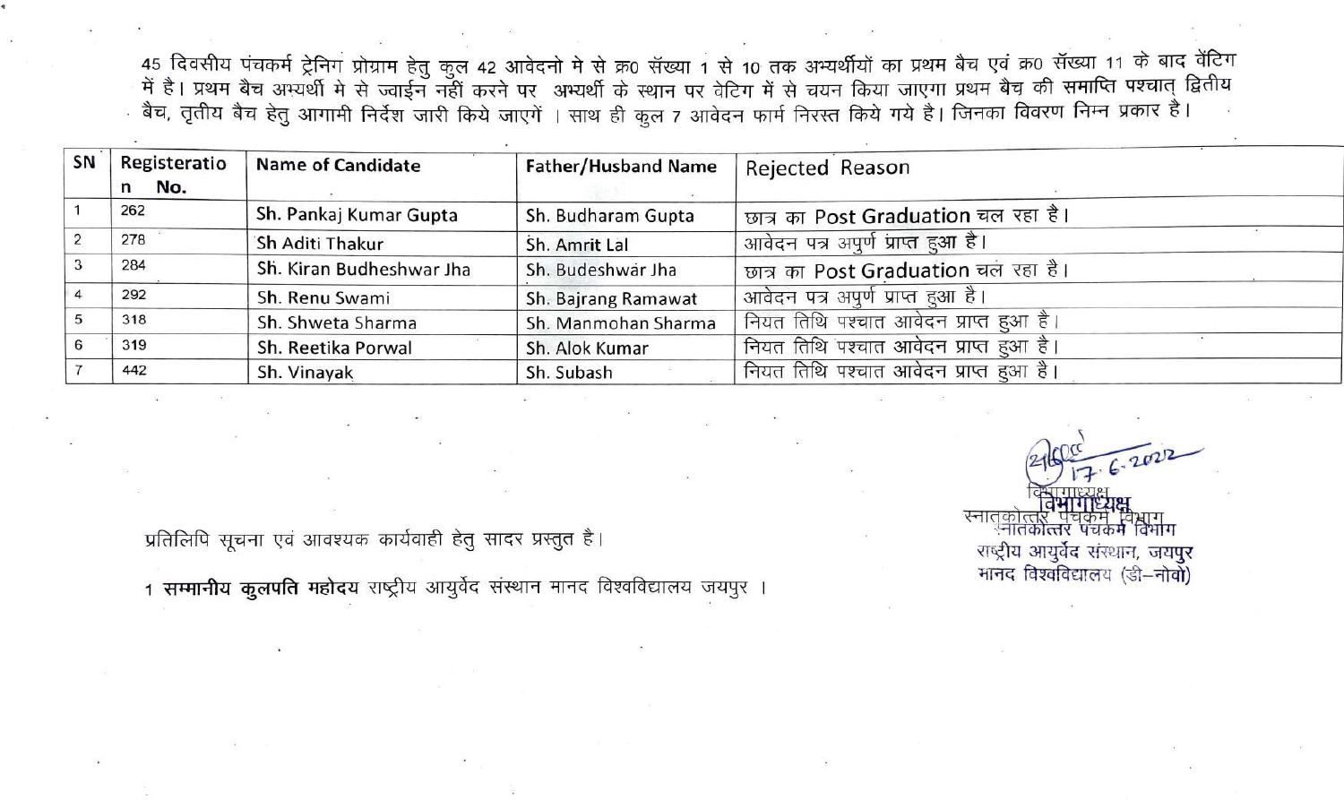45 दिवसीय पंचकर्म ट्रेनिंग प्रोग्राम हेतु कुल 42 आवेदनो मे से क्र0 सॅख्या 1 से 10 तक अभ्यर्थीयों का प्रथम बैच एवं क्र0 सॅख्या 11 के बाद वेटिंग में है। प्रथम बैच अभ्यर्थी मे से ज्वाईन नहीं करने पर अभ्यर्थी के स्थान पर वेटिग में से चयन किया जाएगा प्रथम बैच की समाप्ति पश्चात् द्वितीय बैच, तृतीय बैच हेतु आगामी निर्देश जारी किये जाएगें । साथ ही कुल 7 आवेदन फार्म निरस्त किये गये है। जिनका विवरण निम्न प्रकार है।

| SN | Registeration No. | Name of Candidate | Father/Husband Name | Rejected Reason |
|---|---|---|---|---|
| 1 | 262 | Sh. Pankaj Kumar Gupta | Sh. Budharam Gupta | छात्र का Post Graduation चल रहा है। |
| 2 | 278 | Sh Aditi Thakur | Sh. Amrit Lal | आवेदन पत्र अपूर्ण प्राप्त हुआ है। |
| 3 | 284 | Sh. Kiran Budheshwar Jha | Sh. Budeshwar Jha | छात्र का Post Graduation चल रहा है। |
| 4 | 292 | Sh. Renu Swami | Sh. Bajrang Ramawat | आवेदन पत्र अपूर्ण प्राप्त हुआ है। |
| 5 | 318 | Sh. Shweta Sharma | Sh. Manmohan Sharma | नियत तिथि पश्चात आवेदन प्राप्त हुआ है। |
| 6 | 319 | Sh. Reetika Porwal | Sh. Alok Kumar | नियत तिथि पश्चात आवेदन प्राप्त हुआ है। |
| 7 | 442 | Sh. Vinayak | Sh. Subash | नियत तिथि पश्चात आवेदन प्राप्त हुआ है। |

17-6-2022

विभागाध्यक्ष
स्नातकोत्तर पंचकर्म विभाग
राष्ट्रीय आयुर्वेद संस्थान, जयपुर
मानद विश्वविद्यालय (डी–नोवो)

प्रतिलिपि सूचना एवं आवश्यक कार्यवाही हेतु सादर प्रस्तुत है।

1 **सम्मानीय कुलपति महोदय** राष्ट्रीय आयुर्वेद संस्थान मानद विश्वविद्यालय जयपुर ।